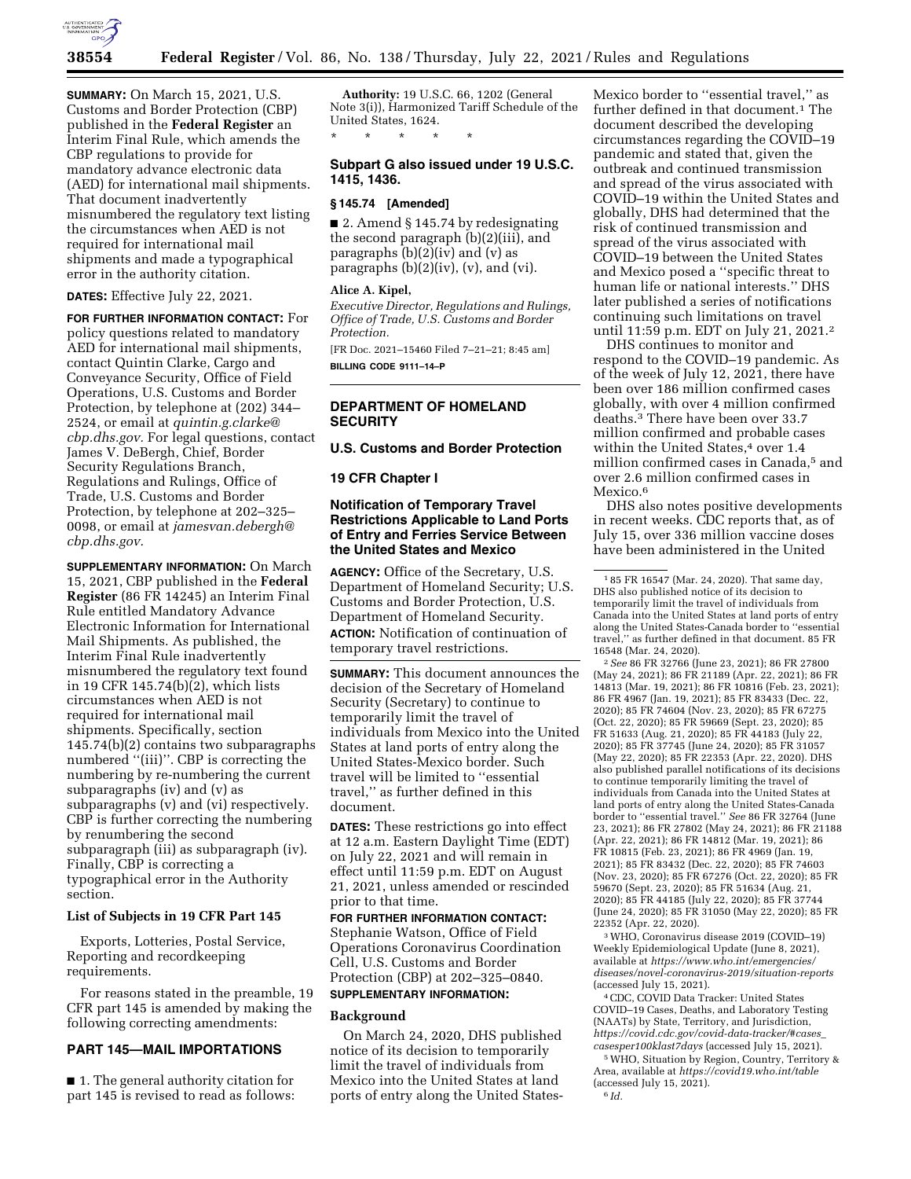**SUMMARY:** On March 15, 2021, U.S. Customs and Border Protection (CBP) published in the **Federal Register** an Interim Final Rule, which amends the CBP regulations to provide for mandatory advance electronic data (AED) for international mail shipments. That document inadvertently misnumbered the regulatory text listing the circumstances when AED is not required for international mail shipments and made a typographical error in the authority citation.

**DATES:** Effective July 22, 2021.

**FOR FURTHER INFORMATION CONTACT:** For policy questions related to mandatory AED for international mail shipments, contact Quintin Clarke, Cargo and Conveyance Security, Office of Field Operations, U.S. Customs and Border Protection, by telephone at (202) 344–2524, or email at *quintin.g.clarke@cbp.dhs.gov.* For legal questions, contact James V. DeBergh, Chief, Border Security Regulations Branch, Regulations and Rulings, Office of Trade, U.S. Customs and Border Protection, by telephone at 202–325–0098, or email at *jamesvan.debergh@cbp.dhs.gov.*

**SUPPLEMENTARY INFORMATION:** On March 15, 2021, CBP published in the **Federal Register** (86 FR 14245) an Interim Final Rule entitled Mandatory Advance Electronic Information for International Mail Shipments. As published, the Interim Final Rule inadvertently misnumbered the regulatory text found in 19 CFR 145.74(b)(2), which lists circumstances when AED is not required for international mail shipments. Specifically, section 145.74(b)(2) contains two subparagraphs numbered ''(iii)''. CBP is correcting the numbering by re-numbering the current subparagraphs (iv) and (v) as subparagraphs (v) and (vi) respectively. CBP is further correcting the numbering by renumbering the second subparagraph (iii) as subparagraph (iv). Finally, CBP is correcting a typographical error in the Authority section.

### List of Subjects in 19 CFR Part 145

Exports, Lotteries, Postal Service, Reporting and recordkeeping requirements.

For reasons stated in the preamble, 19 CFR part 145 is amended by making the following correcting amendments:

## PART 145—MAIL IMPORTATIONS

■ 1. The general authority citation for part 145 is revised to read as follows:

**Authority:** 19 U.S.C. 66, 1202 (General Note 3(i)), Harmonized Tariff Schedule of the United States, 1624.

\* \* \* \* \*

### Subpart G also issued under 19 U.S.C. 1415, 1436.

### § 145.74 [Amended]

■ 2. Amend § 145.74 by redesignating the second paragraph (b)(2)(iii), and paragraphs (b)(2)(iv) and (v) as paragraphs (b)(2)(iv), (v), and (vi).

**Alice A. Kipel,**

*Executive Director, Regulations and Rulings, Office of Trade, U.S. Customs and Border Protection.*

[FR Doc. 2021–15460 Filed 7–21–21; 8:45 am]

**BILLING CODE 9111–14–P**

---

## DEPARTMENT OF HOMELAND SECURITY

### U.S. Customs and Border Protection

### 19 CFR Chapter I

### Notification of Temporary Travel Restrictions Applicable to Land Ports of Entry and Ferries Service Between the United States and Mexico

**AGENCY:** Office of the Secretary, U.S. Department of Homeland Security; U.S. Customs and Border Protection, U.S. Department of Homeland Security.

**ACTION:** Notification of continuation of temporary travel restrictions.

**SUMMARY:** This document announces the decision of the Secretary of Homeland Security (Secretary) to continue to temporarily limit the travel of individuals from Mexico into the United States at land ports of entry along the United States-Mexico border. Such travel will be limited to ''essential travel,'' as further defined in this document.

**DATES:** These restrictions go into effect at 12 a.m. Eastern Daylight Time (EDT) on July 22, 2021 and will remain in effect until 11:59 p.m. EDT on August 21, 2021, unless amended or rescinded prior to that time.

**FOR FURTHER INFORMATION CONTACT:** Stephanie Watson, Office of Field Operations Coronavirus Coordination Cell, U.S. Customs and Border Protection (CBP) at 202–325–0840.

**SUPPLEMENTARY INFORMATION:**

### Background

On March 24, 2020, DHS published notice of its decision to temporarily limit the travel of individuals from Mexico into the United States at land ports of entry along the United States-Mexico border to ''essential travel,'' as further defined in that document.[1] The document described the developing circumstances regarding the COVID–19 pandemic and stated that, given the outbreak and continued transmission and spread of the virus associated with COVID–19 within the United States and globally, DHS had determined that the risk of continued transmission and spread of the virus associated with COVID–19 between the United States and Mexico posed a ''specific threat to human life or national interests.'' DHS later published a series of notifications continuing such limitations on travel until 11:59 p.m. EDT on July 21, 2021.[2]

DHS continues to monitor and respond to the COVID–19 pandemic. As of the week of July 12, 2021, there have been over 186 million confirmed cases globally, with over 4 million confirmed deaths.[3] There have been over 33.7 million confirmed and probable cases within the United States,[4] over 1.4 million confirmed cases in Canada,[5] and over 2.6 million confirmed cases in Mexico.[6]

DHS also notes positive developments in recent weeks. CDC reports that, as of July 15, over 336 million vaccine doses have been administered in the United

---

[1] 85 FR 16547 (Mar. 24, 2020). That same day, DHS also published notice of its decision to temporarily limit the travel of individuals from Canada into the United States at land ports of entry along the United States-Canada border to ''essential travel,'' as further defined in that document. 85 FR 16548 (Mar. 24, 2020).

[2] *See* 86 FR 32766 (June 23, 2021); 86 FR 27800 (May 24, 2021); 86 FR 21189 (Apr. 22, 2021); 86 FR 14813 (Mar. 19, 2021); 86 FR 10816 (Feb. 23, 2021); 86 FR 4967 (Jan. 19, 2021); 85 FR 83433 (Dec. 22, 2020); 85 FR 74604 (Nov. 23, 2020); 85 FR 67275 (Oct. 22, 2020); 85 FR 59669 (Sept. 23, 2020); 85 FR 51633 (Aug. 21, 2020); 85 FR 44183 (July 22, 2020); 85 FR 37745 (June 24, 2020); 85 FR 31057 (May 22, 2020); 85 FR 22353 (Apr. 22, 2020). DHS also published parallel notifications of its decisions to continue temporarily limiting the travel of individuals from Canada into the United States at land ports of entry along the United States-Canada border to ''essential travel.'' *See* 86 FR 32764 (June 23, 2021); 86 FR 27802 (May 24, 2021); 86 FR 21188 (Apr. 22, 2021); 86 FR 14812 (Mar. 19, 2021); 86 FR 10815 (Feb. 23, 2021); 86 FR 4969 (Jan. 19, 2021); 85 FR 83432 (Dec. 22, 2020); 85 FR 74603 (Nov. 23, 2020); 85 FR 67276 (Oct. 22, 2020); 85 FR 59670 (Sept. 23, 2020); 85 FR 51634 (Aug. 21, 2020); 85 FR 44185 (July 22, 2020); 85 FR 37744 (June 24, 2020); 85 FR 31050 (May 22, 2020); 85 FR 22352 (Apr. 22, 2020).

[3] WHO, Coronavirus disease 2019 (COVID–19) Weekly Epidemiological Update (June 8, 2021), available at *https://www.who.int/emergencies/diseases/novel-coronavirus-2019/situation-reports* (accessed July 15, 2021).

[4] CDC, COVID Data Tracker: United States COVID–19 Cases, Deaths, and Laboratory Testing (NAATs) by State, Territory, and Jurisdiction, *https://covid.cdc.gov/covid-data-tracker/#cases_casesper100klast7days* (accessed July 15, 2021).

[5] WHO, Situation by Region, Country, Territory & Area, available at *https://covid19.who.int/table* (accessed July 15, 2021).

[6] *Id.*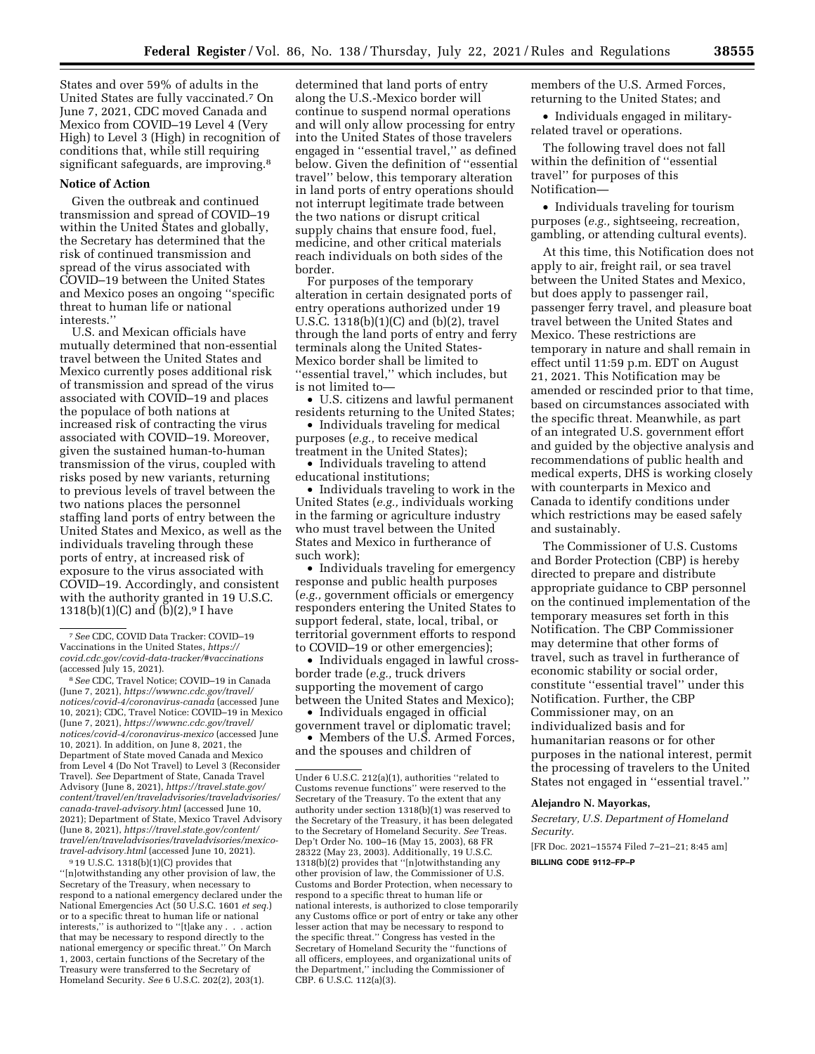States and over 59% of adults in the United States are fully vaccinated.[7] On June 7, 2021, CDC moved Canada and Mexico from COVID–19 Level 4 (Very High) to Level 3 (High) in recognition of conditions that, while still requiring significant safeguards, are improving.[8]

**Notice of Action**

Given the outbreak and continued transmission and spread of COVID–19 within the United States and globally, the Secretary has determined that the risk of continued transmission and spread of the virus associated with COVID–19 between the United States and Mexico poses an ongoing ''specific threat to human life or national interests.''

U.S. and Mexican officials have mutually determined that non-essential travel between the United States and Mexico currently poses additional risk of transmission and spread of the virus associated with COVID–19 and places the populace of both nations at increased risk of contracting the virus associated with COVID–19. Moreover, given the sustained human-to-human transmission of the virus, coupled with risks posed by new variants, returning to previous levels of travel between the two nations places the personnel staffing land ports of entry between the United States and Mexico, as well as the individuals traveling through these ports of entry, at increased risk of exposure to the virus associated with COVID–19. Accordingly, and consistent with the authority granted in 19 U.S.C. 1318(b)(1)(C) and (b)(2),[9] I have determined that land ports of entry along the U.S.-Mexico border will continue to suspend normal operations and will only allow processing for entry into the United States of those travelers engaged in ''essential travel,'' as defined below. Given the definition of ''essential travel'' below, this temporary alteration in land ports of entry operations should not interrupt legitimate trade between the two nations or disrupt critical supply chains that ensure food, fuel, medicine, and other critical materials reach individuals on both sides of the border.

For purposes of the temporary alteration in certain designated ports of entry operations authorized under 19 U.S.C. 1318(b)(1)(C) and (b)(2), travel through the land ports of entry and ferry terminals along the United States-Mexico border shall be limited to ''essential travel,'' which includes, but is not limited to—

- U.S. citizens and lawful permanent residents returning to the United States;
- Individuals traveling for medical purposes (*e.g.,* to receive medical treatment in the United States);
- Individuals traveling to attend educational institutions;
- Individuals traveling to work in the United States (*e.g.,* individuals working in the farming or agriculture industry who must travel between the United States and Mexico in furtherance of such work);
- Individuals traveling for emergency response and public health purposes (*e.g.,* government officials or emergency responders entering the United States to support federal, state, local, tribal, or territorial government efforts to respond to COVID–19 or other emergencies);
- Individuals engaged in lawful cross-border trade (*e.g.,* truck drivers supporting the movement of cargo between the United States and Mexico);
- Individuals engaged in official government travel or diplomatic travel;
- Members of the U.S. Armed Forces, and the spouses and children of members of the U.S. Armed Forces, returning to the United States; and
- Individuals engaged in military-related travel or operations.

The following travel does not fall within the definition of ''essential travel'' for purposes of this Notification—

- Individuals traveling for tourism purposes (*e.g.,* sightseeing, recreation, gambling, or attending cultural events).

At this time, this Notification does not apply to air, freight rail, or sea travel between the United States and Mexico, but does apply to passenger rail, passenger ferry travel, and pleasure boat travel between the United States and Mexico. These restrictions are temporary in nature and shall remain in effect until 11:59 p.m. EDT on August 21, 2021. This Notification may be amended or rescinded prior to that time, based on circumstances associated with the specific threat. Meanwhile, as part of an integrated U.S. government effort and guided by the objective analysis and recommendations of public health and medical experts, DHS is working closely with counterparts in Mexico and Canada to identify conditions under which restrictions may be eased safely and sustainably.

The Commissioner of U.S. Customs and Border Protection (CBP) is hereby directed to prepare and distribute appropriate guidance to CBP personnel on the continued implementation of the temporary measures set forth in this Notification. The CBP Commissioner may determine that other forms of travel, such as travel in furtherance of economic stability or social order, constitute ''essential travel'' under this Notification. Further, the CBP Commissioner may, on an individualized basis and for humanitarian reasons or for other purposes in the national interest, permit the processing of travelers to the United States not engaged in ''essential travel.''

**Alejandro N. Mayorkas,**

*Secretary, U.S. Department of Homeland Security.*

[FR Doc. 2021–15574 Filed 7–21–21; 8:45 am]

**BILLING CODE 9112–FP–P**

---

[7] *See* CDC, COVID Data Tracker: COVID–19 Vaccinations in the United States, *https://covid.cdc.gov/covid-data-tracker/#vaccinations* (accessed July 15, 2021).

[8] *See* CDC, Travel Notice; COVID–19 in Canada (June 7, 2021), *https://wwwnc.cdc.gov/travel/notices/covid-4/coronavirus-canada* (accessed June 10, 2021); CDC, Travel Notice: COVID–19 in Mexico (June 7, 2021), *https://wwwnc.cdc.gov/travel/notices/covid-4/coronavirus-mexico* (accessed June 10, 2021). In addition, on June 8, 2021, the Department of State moved Canada and Mexico from Level 4 (Do Not Travel) to Level 3 (Reconsider Travel). *See* Department of State, Canada Travel Advisory (June 8, 2021), *https://travel.state.gov/content/travel/en/traveladvisories/traveladvisories/canada-travel-advisory.html* (accessed June 10, 2021); Department of State, Mexico Travel Advisory (June 8, 2021), *https://travel.state.gov/content/travel/en/traveladvisories/traveladvisories/mexico-travel-advisory.html* (accessed June 10, 2021).

[9] 19 U.S.C. 1318(b)(1)(C) provides that ''[n]otwithstanding any other provision of law, the Secretary of the Treasury, when necessary to respond to a national emergency declared under the National Emergencies Act (50 U.S.C. 1601 *et seq.*) or to a specific threat to human life or national interests,'' is authorized to ''[t]ake any . . . action that may be necessary to respond directly to the national emergency or specific threat.'' On March 1, 2003, certain functions of the Secretary of the Treasury were transferred to the Secretary of Homeland Security. *See* 6 U.S.C. 202(2), 203(1). Under 6 U.S.C. 212(a)(1), authorities ''related to Customs revenue functions'' were reserved to the Secretary of the Treasury. To the extent that any authority under section 1318(b)(1) was reserved to the Secretary of the Treasury, it has been delegated to the Secretary of Homeland Security. *See* Treas. Dep't Order No. 100–16 (May 15, 2003), 68 FR 28322 (May 23, 2003). Additionally, 19 U.S.C. 1318(b)(2) provides that ''[n]otwithstanding any other provision of law, the Commissioner of U.S. Customs and Border Protection, when necessary to respond to a specific threat to human life or national interests, is authorized to close temporarily any Customs office or port of entry or take any other lesser action that may be necessary to respond to the specific threat.'' Congress has vested in the Secretary of Homeland Security the ''functions of all officers, employees, and organizational units of the Department,'' including the Commissioner of CBP. 6 U.S.C. 112(a)(3).